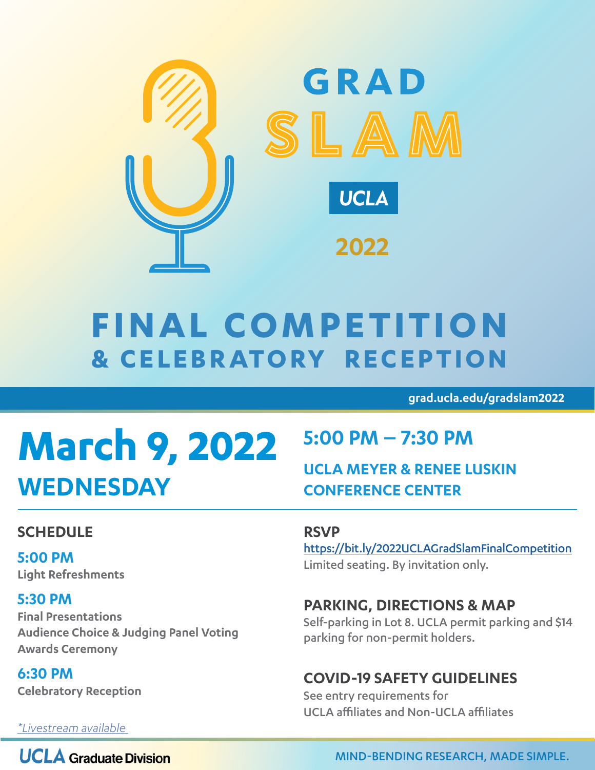# GRAD SLAM

UCLA

2022

# FINAL COMPETITION
## & CELEBRATORY RECEPTION

grad.ucla.edu/gradslam2022

# March 9, 2022
## WEDNESDAY

## 5:00 PM – 7:30 PM

**UCLA MEYER & RENEE LUSKIN CONFERENCE CENTER**

### SCHEDULE

**5:00 PM**
Light Refreshments

**5:30 PM**
Final Presentations
Audience Choice & Judging Panel Voting
Awards Ceremony

**6:30 PM**
Celebratory Reception

*\*Livestream available*

### RSVP

https://bit.ly/2022UCLAGradSlamFinalCompetition
Limited seating. By invitation only.

### PARKING, DIRECTIONS & MAP

Self-parking in Lot 8. UCLA permit parking and $14 parking for non-permit holders.

### COVID-19 SAFETY GUIDELINES

See entry requirements for
UCLA affiliates and Non-UCLA affiliates

UCLA Graduate Division

MIND-BENDING RESEARCH, MADE SIMPLE.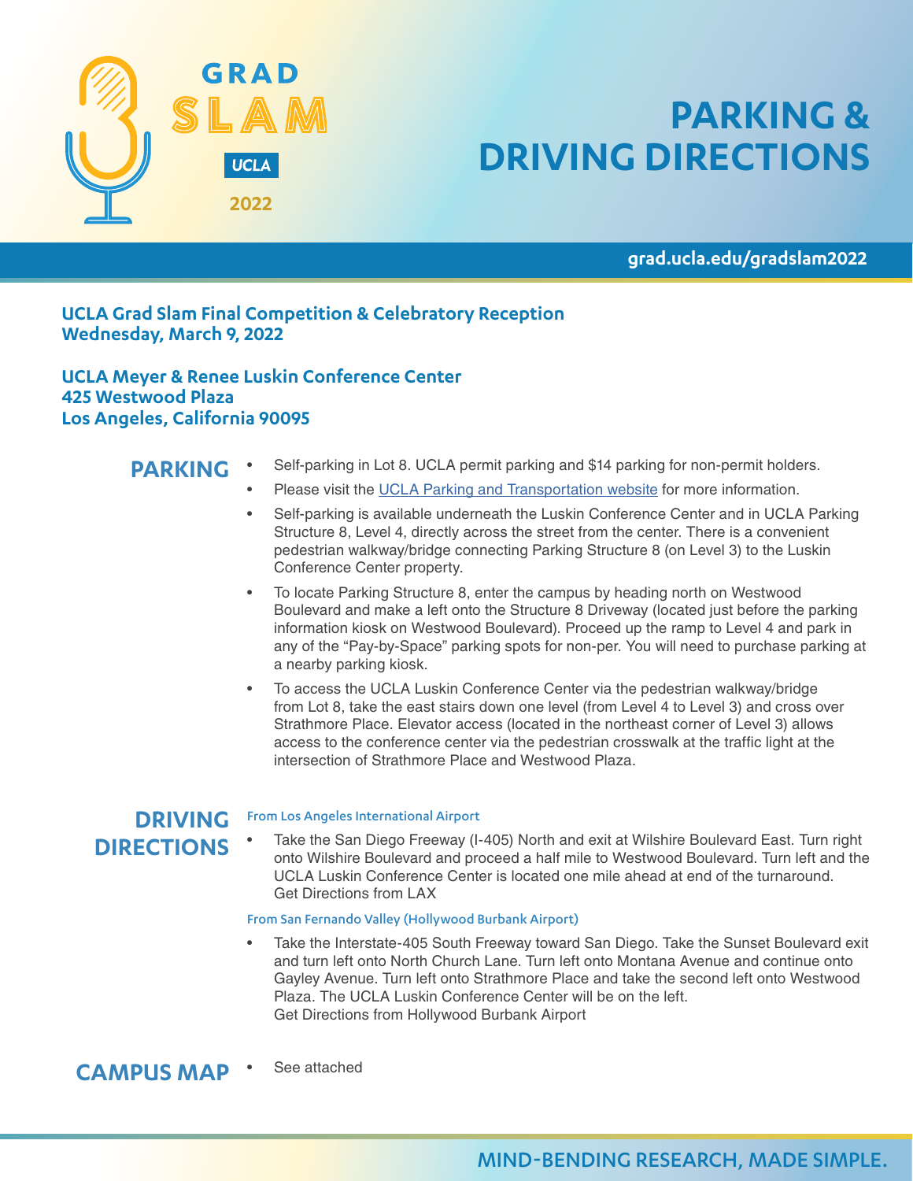GRAD SLAM UCLA 2022

# PARKING & DRIVING DIRECTIONS

grad.ucla.edu/gradslam2022

**UCLA Grad Slam Final Competition & Celebratory Reception**
**Wednesday, March 9, 2022**

**UCLA Meyer & Renee Luskin Conference Center**
**425 Westwood Plaza**
**Los Angeles, California 90095**

## PARKING

- Self-parking in Lot 8. UCLA permit parking and $14 parking for non-permit holders.
- Please visit the UCLA Parking and Transportation website for more information.
- Self-parking is available underneath the Luskin Conference Center and in UCLA Parking Structure 8, Level 4, directly across the street from the center. There is a convenient pedestrian walkway/bridge connecting Parking Structure 8 (on Level 3) to the Luskin Conference Center property.
- To locate Parking Structure 8, enter the campus by heading north on Westwood Boulevard and make a left onto the Structure 8 Driveway (located just before the parking information kiosk on Westwood Boulevard). Proceed up the ramp to Level 4 and park in any of the "Pay-by-Space" parking spots for non-per. You will need to purchase parking at a nearby parking kiosk.
- To access the UCLA Luskin Conference Center via the pedestrian walkway/bridge from Lot 8, take the east stairs down one level (from Level 4 to Level 3) and cross over Strathmore Place. Elevator access (located in the northeast corner of Level 3) allows access to the conference center via the pedestrian crosswalk at the traffic light at the intersection of Strathmore Place and Westwood Plaza.

## DRIVING DIRECTIONS

### From Los Angeles International Airport

- Take the San Diego Freeway (I-405) North and exit at Wilshire Boulevard East. Turn right onto Wilshire Boulevard and proceed a half mile to Westwood Boulevard. Turn left and the UCLA Luskin Conference Center is located one mile ahead at end of the turnaround.
  Get Directions from LAX

### From San Fernando Valley (Hollywood Burbank Airport)

- Take the Interstate-405 South Freeway toward San Diego. Take the Sunset Boulevard exit and turn left onto North Church Lane. Turn left onto Montana Avenue and continue onto Gayley Avenue. Turn left onto Strathmore Place and take the second left onto Westwood Plaza. The UCLA Luskin Conference Center will be on the left.
  Get Directions from Hollywood Burbank Airport

## CAMPUS MAP

- See attached

MIND-BENDING RESEARCH, MADE SIMPLE.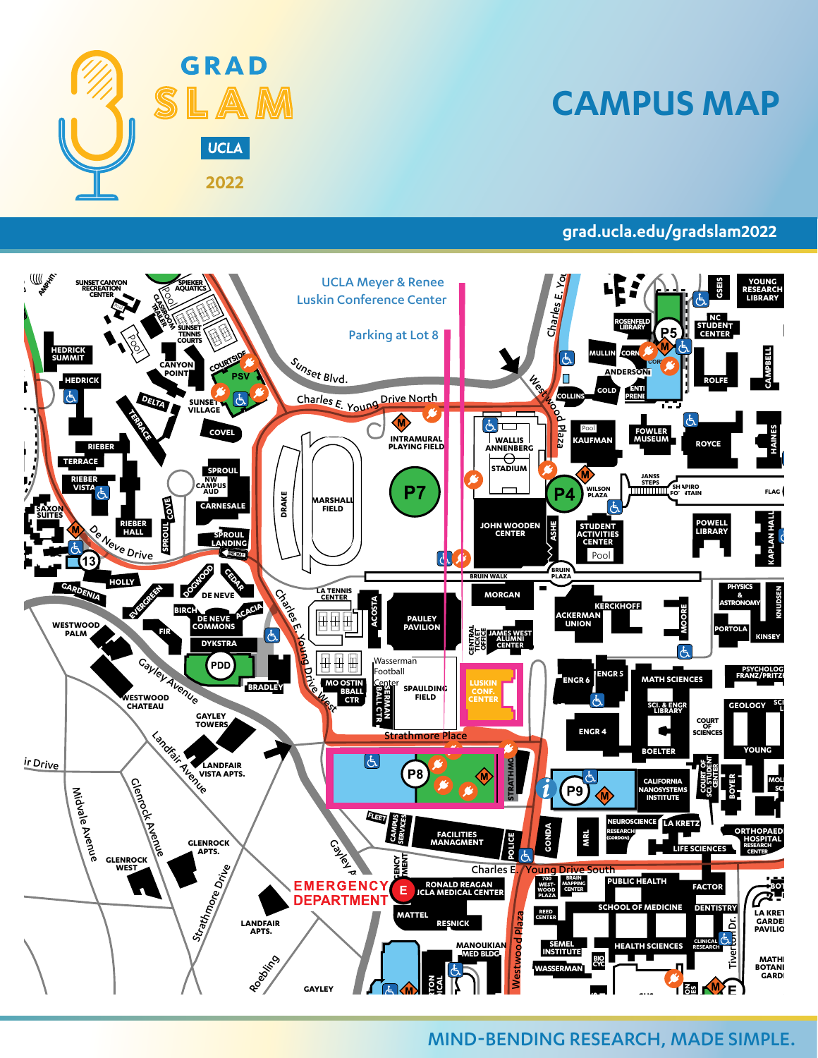# GRAD SLAM

**UCLA**

2022

# CAMPUS MAP

grad.ucla.edu/gradslam2022

UCLA Meyer & Renee Luskin Conference Center

Parking at Lot 8

LUSKIN CONF. CENTER

EMERGENCY DEPARTMENT

MIND-BENDING RESEARCH, MADE SIMPLE.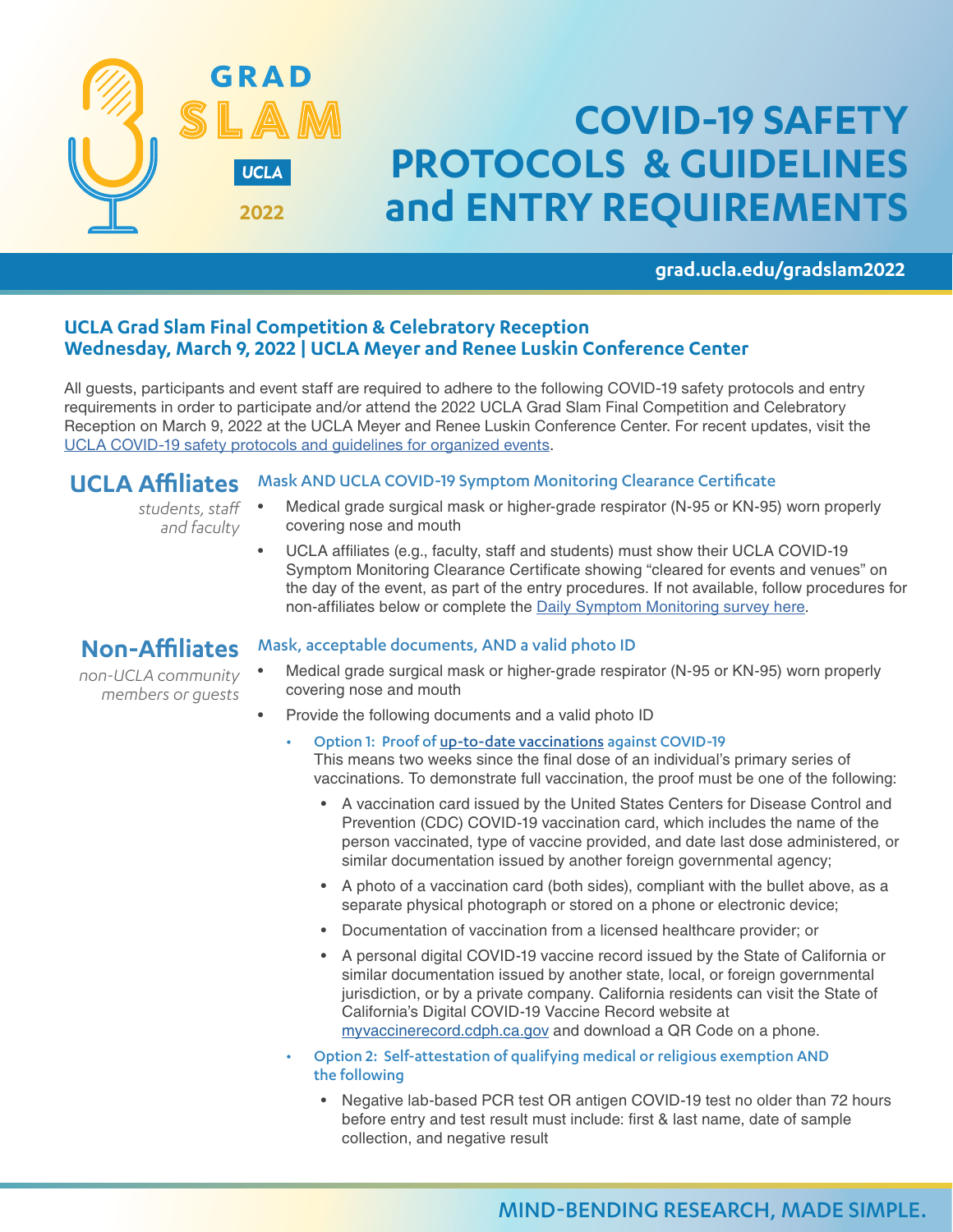GRAD SLAM UCLA 2022

# COVID-19 SAFETY PROTOCOLS & GUIDELINES and ENTRY REQUIREMENTS

grad.ucla.edu/gradslam2022

### UCLA Grad Slam Final Competition & Celebratory Reception
### Wednesday, March 9, 2022 | UCLA Meyer and Renee Luskin Conference Center

All guests, participants and event staff are required to adhere to the following COVID-19 safety protocols and entry requirements in order to participate and/or attend the 2022 UCLA Grad Slam Final Competition and Celebratory Reception on March 9, 2022 at the UCLA Meyer and Renee Luskin Conference Center. For recent updates, visit the UCLA COVID-19 safety protocols and guidelines for organized events.

## UCLA Affiliates

*students, staff and faculty*

### Mask AND UCLA COVID-19 Symptom Monitoring Clearance Certificate

- Medical grade surgical mask or higher-grade respirator (N-95 or KN-95) worn properly covering nose and mouth
- UCLA affiliates (e.g., faculty, staff and students) must show their UCLA COVID-19 Symptom Monitoring Clearance Certificate showing "cleared for events and venues" on the day of the event, as part of the entry procedures. If not available, follow procedures for non-affiliates below or complete the Daily Symptom Monitoring survey here.

## Non-Affiliates

*non-UCLA community members or guests*

### Mask, acceptable documents, AND a valid photo ID

- Medical grade surgical mask or higher-grade respirator (N-95 or KN-95) worn properly covering nose and mouth
- Provide the following documents and a valid photo ID
  - **Option 1: Proof of up-to-date vaccinations against COVID-19**
    This means two weeks since the final dose of an individual's primary series of vaccinations. To demonstrate full vaccination, the proof must be one of the following:
    - A vaccination card issued by the United States Centers for Disease Control and Prevention (CDC) COVID-19 vaccination card, which includes the name of the person vaccinated, type of vaccine provided, and date last dose administered, or similar documentation issued by another foreign governmental agency;
    - A photo of a vaccination card (both sides), compliant with the bullet above, as a separate physical photograph or stored on a phone or electronic device;
    - Documentation of vaccination from a licensed healthcare provider; or
    - A personal digital COVID-19 vaccine record issued by the State of California or similar documentation issued by another state, local, or foreign governmental jurisdiction, or by a private company. California residents can visit the State of California's Digital COVID-19 Vaccine Record website at myvaccinerecord.cdph.ca.gov and download a QR Code on a phone.
  - **Option 2: Self-attestation of qualifying medical or religious exemption AND the following**
    - Negative lab-based PCR test OR antigen COVID-19 test no older than 72 hours before entry and test result must include: first & last name, date of sample collection, and negative result

MIND-BENDING RESEARCH, MADE SIMPLE.